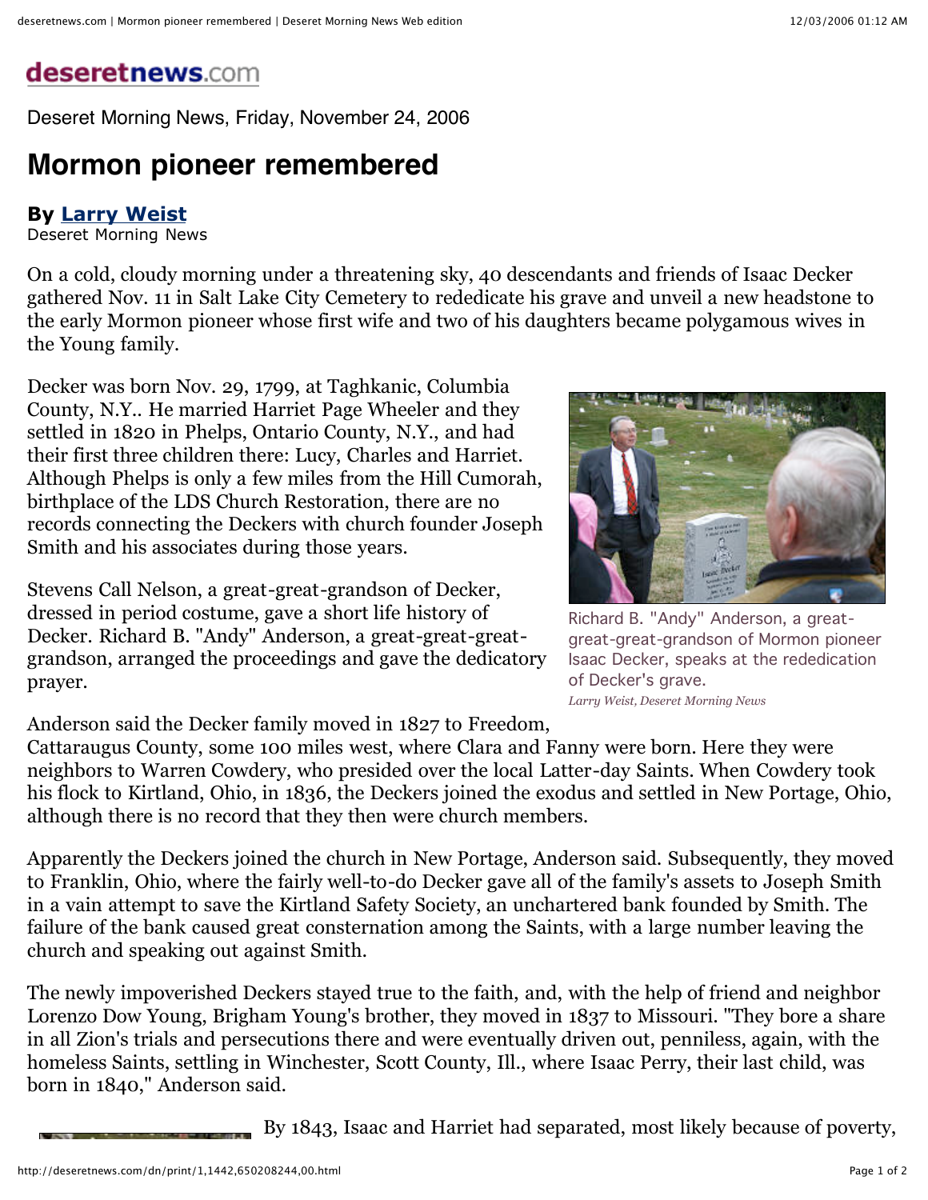deseretnews.com

Deseret Morning News, Friday, November 24, 2006

# Mormon pioneer remembered

**By Larry Weist**
Deseret Morning News

On a cold, cloudy morning under a threatening sky, 40 descendants and friends of Isaac Decker gathered Nov. 11 in Salt Lake City Cemetery to rededicate his grave and unveil a new headstone to the early Mormon pioneer whose first wife and two of his daughters became polygamous wives in the Young family.

Decker was born Nov. 29, 1799, at Taghkanic, Columbia County, N.Y.. He married Harriet Page Wheeler and they settled in 1820 in Phelps, Ontario County, N.Y., and had their first three children there: Lucy, Charles and Harriet. Although Phelps is only a few miles from the Hill Cumorah, birthplace of the LDS Church Restoration, there are no records connecting the Deckers with church founder Joseph Smith and his associates during those years.

Stevens Call Nelson, a great-great-grandson of Decker, dressed in period costume, gave a short life history of Decker. Richard B. "Andy" Anderson, a great-great-great-grandson, arranged the proceedings and gave the dedicatory prayer.

Richard B. "Andy" Anderson, a great-great-great-grandson of Mormon pioneer Isaac Decker, speaks at the rededication of Decker's grave.
*Larry Weist, Deseret Morning News*

Anderson said the Decker family moved in 1827 to Freedom, Cattaraugus County, some 100 miles west, where Clara and Fanny were born. Here they were neighbors to Warren Cowdery, who presided over the local Latter-day Saints. When Cowdery took his flock to Kirtland, Ohio, in 1836, the Deckers joined the exodus and settled in New Portage, Ohio, although there is no record that they then were church members.

Apparently the Deckers joined the church in New Portage, Anderson said. Subsequently, they moved to Franklin, Ohio, where the fairly well-to-do Decker gave all of the family's assets to Joseph Smith in a vain attempt to save the Kirtland Safety Society, an unchartered bank founded by Smith. The failure of the bank caused great consternation among the Saints, with a large number leaving the church and speaking out against Smith.

The newly impoverished Deckers stayed true to the faith, and, with the help of friend and neighbor Lorenzo Dow Young, Brigham Young's brother, they moved in 1837 to Missouri. "They bore a share in all Zion's trials and persecutions there and were eventually driven out, penniless, again, with the homeless Saints, settling in Winchester, Scott County, Ill., where Isaac Perry, their last child, was born in 1840," Anderson said.

By 1843, Isaac and Harriet had separated, most likely because of poverty,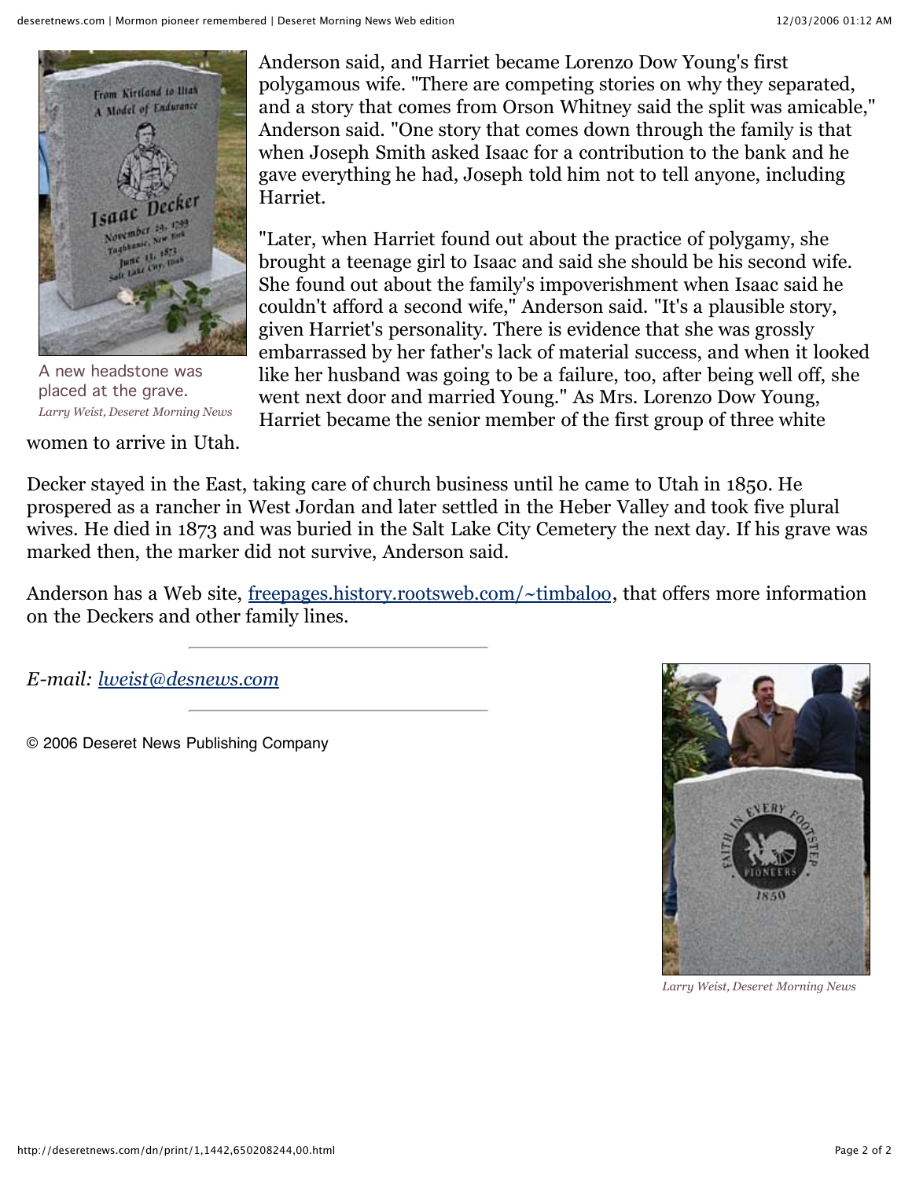Anderson said, and Harriet became Lorenzo Dow Young's first polygamous wife. "There are competing stories on why they separated, and a story that comes from Orson Whitney said the split was amicable," Anderson said. "One story that comes down through the family is that when Joseph Smith asked Isaac for a contribution to the bank and he gave everything he had, Joseph told him not to tell anyone, including Harriet.

"Later, when Harriet found out about the practice of polygamy, she brought a teenage girl to Isaac and said she should be his second wife. She found out about the family's impoverishment when Isaac said he couldn't afford a second wife," Anderson said. "It's a plausible story, given Harriet's personality. There is evidence that she was grossly embarrassed by her father's lack of material success, and when it looked like her husband was going to be a failure, too, after being well off, she went next door and married Young." As Mrs. Lorenzo Dow Young, Harriet became the senior member of the first group of three white women to arrive in Utah.

A new headstone was placed at the grave.
*Larry Weist, Deseret Morning News*

Decker stayed in the East, taking care of church business until he came to Utah in 1850. He prospered as a rancher in West Jordan and later settled in the Heber Valley and took five plural wives. He died in 1873 and was buried in the Salt Lake City Cemetery the next day. If his grave was marked then, the marker did not survive, Anderson said.

Anderson has a Web site, freepages.history.rootsweb.com/~timbaloo, that offers more information on the Deckers and other family lines.

---

*E-mail: lweist@desnews.com*

---

© 2006 Deseret News Publishing Company

*Larry Weist, Deseret Morning News*